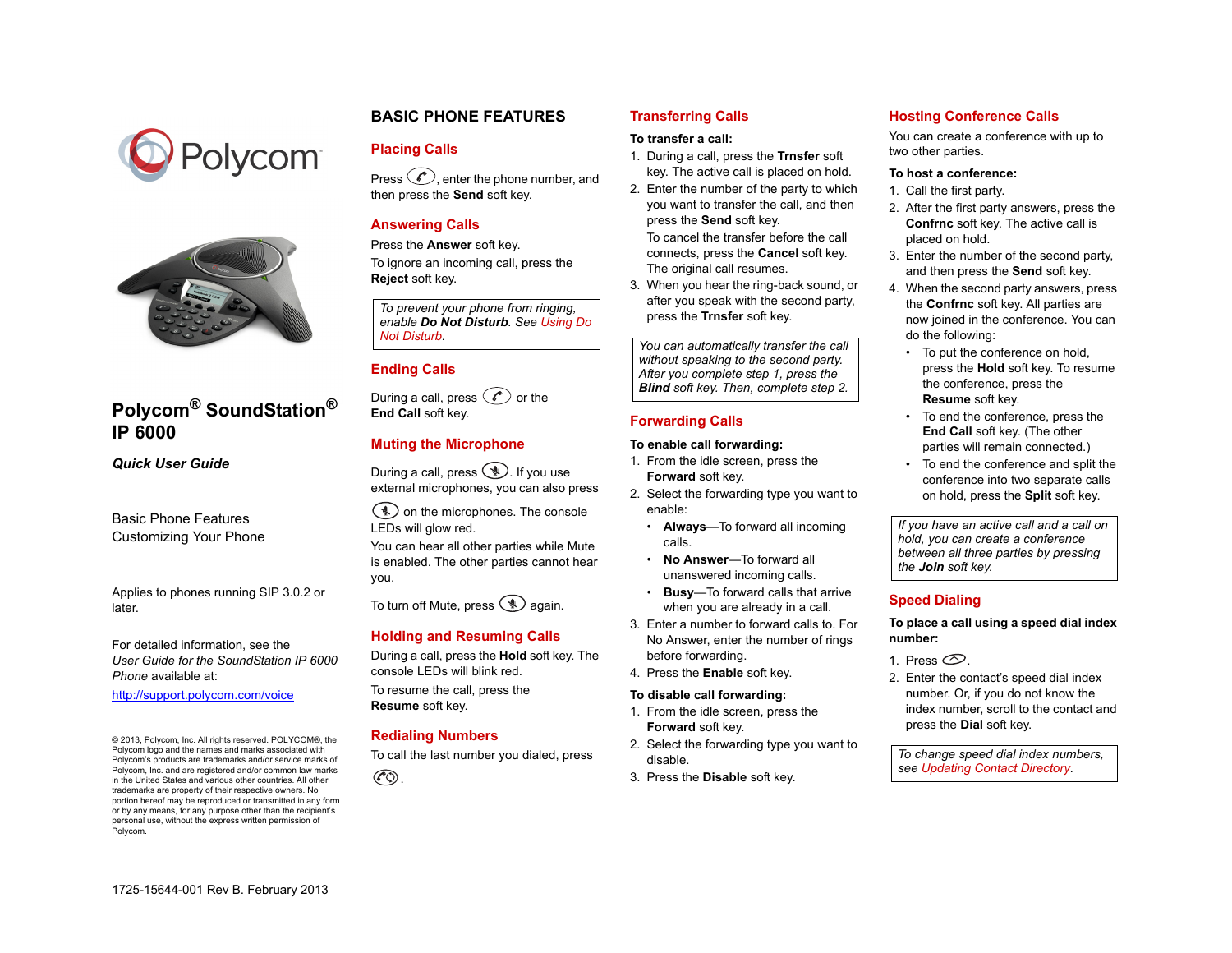Polycom

# Polycom® SoundStation® IP 6000

***Quick User Guide***

Basic Phone Features
Customizing Your Phone

Applies to phones running SIP 3.0.2 or later.

For detailed information, see the *User Guide for the SoundStation IP 6000 Phone* available at:

http://support.polycom.com/voice

© 2013, Polycom, Inc. All rights reserved. POLYCOM®, the Polycom logo and the names and marks associated with Polycom's products are trademarks and/or service marks of Polycom, Inc. and are registered and/or common law marks in the United States and various other countries. All other trademarks are property of their respective owners. No portion hereof may be reproduced or transmitted in any form or by any means, for any purpose other than the recipient's personal use, without the express written permission of Polycom.

1725-15644-001 Rev B. February 2013

## BASIC PHONE FEATURES

### Placing Calls

Press , enter the phone number, and then press the **Send** soft key.

### Answering Calls

Press the **Answer** soft key.

To ignore an incoming call, press the **Reject** soft key.

> *To prevent your phone from ringing, enable **Do Not Disturb**. See Using Do Not Disturb.*

### Ending Calls

During a call, press  or the **End Call** soft key.

### Muting the Microphone

During a call, press . If you use external microphones, you can also press  on the microphones. The console LEDs will glow red.

You can hear all other parties while Mute is enabled. The other parties cannot hear you.

To turn off Mute, press  again.

### Holding and Resuming Calls

During a call, press the **Hold** soft key. The console LEDs will blink red.

To resume the call, press the **Resume** soft key.

### Redialing Numbers

To call the last number you dialed, press .

### Transferring Calls

**To transfer a call:**

1. During a call, press the **Trnsfer** soft key. The active call is placed on hold.
2. Enter the number of the party to which you want to transfer the call, and then press the **Send** soft key.
   To cancel the transfer before the call connects, press the **Cancel** soft key. The original call resumes.
3. When you hear the ring-back sound, or after you speak with the second party, press the **Trnsfer** soft key.

> *You can automatically transfer the call without speaking to the second party. After you complete step 1, press the **Blind** soft key. Then, complete step 2.*

### Forwarding Calls

**To enable call forwarding:**

1. From the idle screen, press the **Forward** soft key.
2. Select the forwarding type you want to enable:
   - **Always**—To forward all incoming calls.
   - **No Answer**—To forward all unanswered incoming calls.
   - **Busy**—To forward calls that arrive when you are already in a call.
3. Enter a number to forward calls to. For No Answer, enter the number of rings before forwarding.
4. Press the **Enable** soft key.

**To disable call forwarding:**

1. From the idle screen, press the **Forward** soft key.
2. Select the forwarding type you want to disable.
3. Press the **Disable** soft key.

### Hosting Conference Calls

You can create a conference with up to two other parties.

**To host a conference:**

1. Call the first party.
2. After the first party answers, press the **Confrnc** soft key. The active call is placed on hold.
3. Enter the number of the second party, and then press the **Send** soft key.
4. When the second party answers, press the **Confrnc** soft key. All parties are now joined in the conference. You can do the following:
   - To put the conference on hold, press the **Hold** soft key. To resume the conference, press the **Resume** soft key.
   - To end the conference, press the **End Call** soft key. (The other parties will remain connected.)
   - To end the conference and split the conference into two separate calls on hold, press the **Split** soft key.

> *If you have an active call and a call on hold, you can create a conference between all three parties by pressing the **Join** soft key.*

### Speed Dialing

**To place a call using a speed dial index number:**

1. Press .
2. Enter the contact's speed dial index number. Or, if you do not know the index number, scroll to the contact and press the **Dial** soft key.

> *To change speed dial index numbers, see Updating Contact Directory.*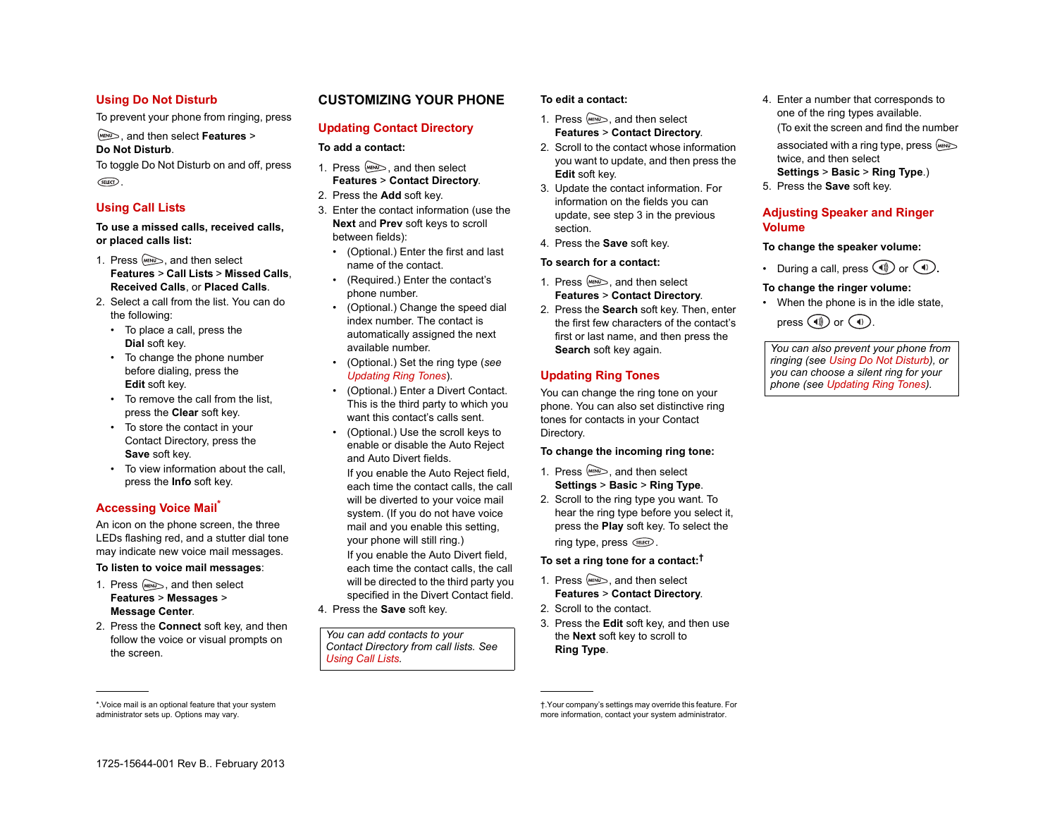## Using Do Not Disturb

To prevent your phone from ringing, press MENU, and then select **Features** > **Do Not Disturb**.

To toggle Do Not Disturb on and off, press SELECT.

## Using Call Lists

**To use a missed calls, received calls, or placed calls list:**

1. Press MENU, and then select **Features** > **Call Lists** > **Missed Calls**, **Received Calls**, or **Placed Calls**.
2. Select a call from the list. You can do the following:
   - To place a call, press the **Dial** soft key.
   - To change the phone number before dialing, press the **Edit** soft key.
   - To remove the call from the list, press the **Clear** soft key.
   - To store the contact in your Contact Directory, press the **Save** soft key.
   - To view information about the call, press the **Info** soft key.

## Accessing Voice Mail*

An icon on the phone screen, the three LEDs flashing red, and a stutter dial tone may indicate new voice mail messages.

**To listen to voice mail messages**:

1. Press MENU, and then select **Features** > **Messages** > **Message Center**.
2. Press the **Connect** soft key, and then follow the voice or visual prompts on the screen.

*.Voice mail is an optional feature that your system administrator sets up. Options may vary.

# CUSTOMIZING YOUR PHONE

## Updating Contact Directory

**To add a contact:**

1. Press MENU, and then select **Features** > **Contact Directory**.
2. Press the **Add** soft key.
3. Enter the contact information (use the **Next** and **Prev** soft keys to scroll between fields):
   - (Optional.) Enter the first and last name of the contact.
   - (Required.) Enter the contact's phone number.
   - (Optional.) Change the speed dial index number. The contact is automatically assigned the next available number.
   - (Optional.) Set the ring type (*see Updating Ring Tones*).
   - (Optional.) Enter a Divert Contact. This is the third party to which you want this contact's calls sent.
   - (Optional.) Use the scroll keys to enable or disable the Auto Reject and Auto Divert fields.

     If you enable the Auto Reject field, each time the contact calls, the call will be diverted to your voice mail system. (If you do not have voice mail and you enable this setting, your phone will still ring.)

     If you enable the Auto Divert field, each time the contact calls, the call will be directed to the third party you specified in the Divert Contact field.
4. Press the **Save** soft key.

> *You can add contacts to your Contact Directory from call lists. See Using Call Lists.*

**To edit a contact:**

1. Press MENU, and then select **Features** > **Contact Directory**.
2. Scroll to the contact whose information you want to update, and then press the **Edit** soft key.
3. Update the contact information. For information on the fields you can update, see step 3 in the previous section.
4. Press the **Save** soft key.

**To search for a contact:**

1. Press MENU, and then select **Features** > **Contact Directory**.
2. Press the **Search** soft key. Then, enter the first few characters of the contact's first or last name, and then press the **Search** soft key again.

## Updating Ring Tones

You can change the ring tone on your phone. You can also set distinctive ring tones for contacts in your Contact Directory.

**To change the incoming ring tone:**

1. Press MENU, and then select **Settings** > **Basic** > **Ring Type**.
2. Scroll to the ring type you want. To hear the ring type before you select it, press the **Play** soft key. To select the ring type, press SELECT.

**To set a ring tone for a contact:†**

1. Press MENU, and then select **Features** > **Contact Directory**.
2. Scroll to the contact.
3. Press the **Edit** soft key, and then use the **Next** soft key to scroll to **Ring Type**.
4. Enter a number that corresponds to one of the ring types available.

   (To exit the screen and find the number associated with a ring type, press MENU twice, and then select **Settings** > **Basic** > **Ring Type**.)
5. Press the **Save** soft key.

†.Your company's settings may override this feature. For more information, contact your system administrator.

## Adjusting Speaker and Ringer Volume

**To change the speaker volume:**

- During a call, press (volume up) or (volume down).

**To change the ringer volume:**

- When the phone is in the idle state, press (volume up) or (volume down).

> *You can also prevent your phone from ringing (see Using Do Not Disturb), or you can choose a silent ring for your phone (see Updating Ring Tones).*

1725-15644-001 Rev B.. February 2013